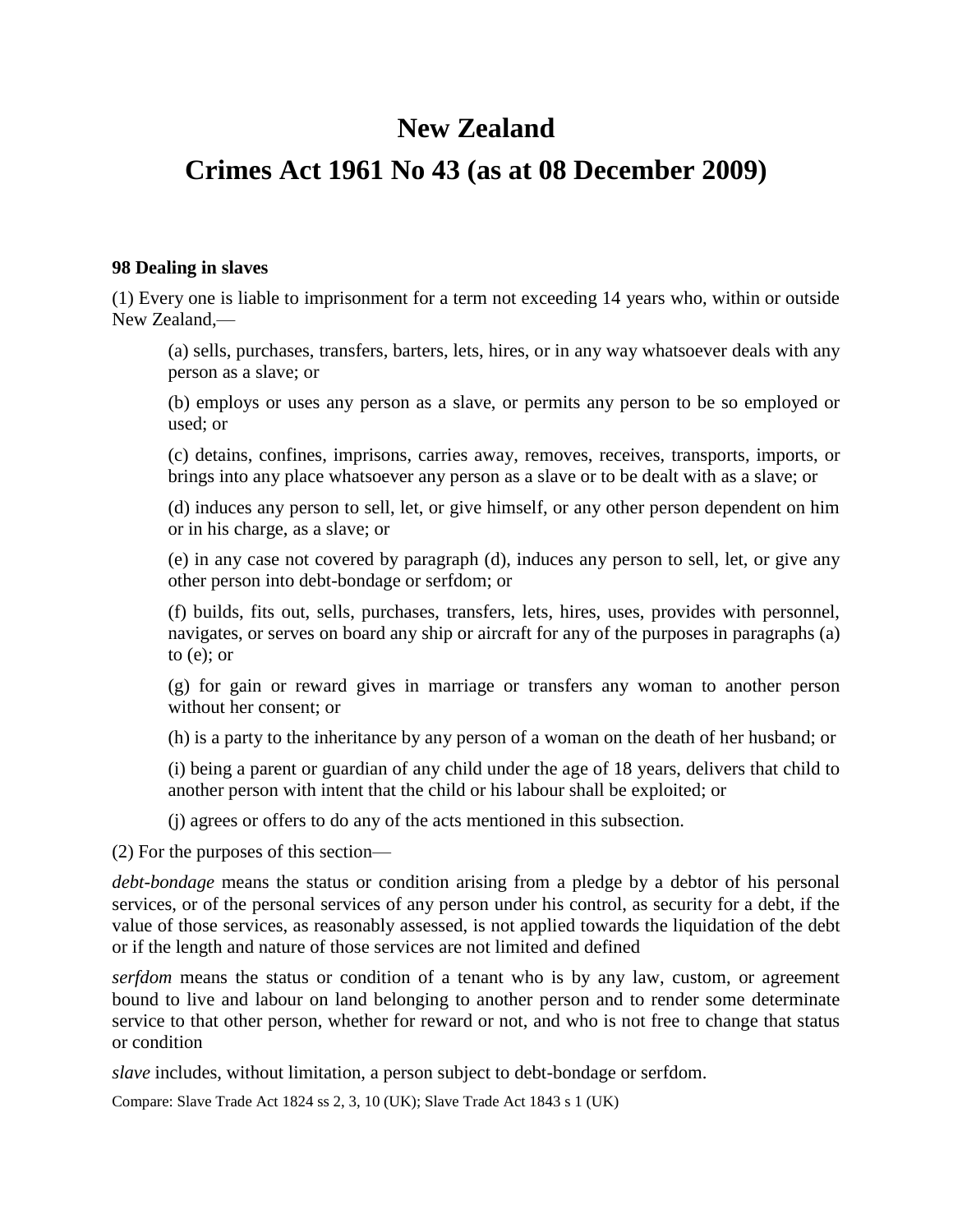# New Zealand

# Crimes Act 1961 No 43 (as at 08 December 2009)

**98 Dealing in slaves**

(1) Every one is liable to imprisonment for a term not exceeding 14 years who, within or outside New Zealand,—

> (a) sells, purchases, transfers, barters, lets, hires, or in any way whatsoever deals with any person as a slave; or
>
> (b) employs or uses any person as a slave, or permits any person to be so employed or used; or
>
> (c) detains, confines, imprisons, carries away, removes, receives, transports, imports, or brings into any place whatsoever any person as a slave or to be dealt with as a slave; or
>
> (d) induces any person to sell, let, or give himself, or any other person dependent on him or in his charge, as a slave; or
>
> (e) in any case not covered by paragraph (d), induces any person to sell, let, or give any other person into debt-bondage or serfdom; or
>
> (f) builds, fits out, sells, purchases, transfers, lets, hires, uses, provides with personnel, navigates, or serves on board any ship or aircraft for any of the purposes in paragraphs (a) to (e); or
>
> (g) for gain or reward gives in marriage or transfers any woman to another person without her consent; or
>
> (h) is a party to the inheritance by any person of a woman on the death of her husband; or
>
> (i) being a parent or guardian of any child under the age of 18 years, delivers that child to another person with intent that the child or his labour shall be exploited; or
>
> (j) agrees or offers to do any of the acts mentioned in this subsection.

(2) For the purposes of this section—

*debt-bondage* means the status or condition arising from a pledge by a debtor of his personal services, or of the personal services of any person under his control, as security for a debt, if the value of those services, as reasonably assessed, is not applied towards the liquidation of the debt or if the length and nature of those services are not limited and defined

*serfdom* means the status or condition of a tenant who is by any law, custom, or agreement bound to live and labour on land belonging to another person and to render some determinate service to that other person, whether for reward or not, and who is not free to change that status or condition

*slave* includes, without limitation, a person subject to debt-bondage or serfdom.

Compare: Slave Trade Act 1824 ss 2, 3, 10 (UK); Slave Trade Act 1843 s 1 (UK)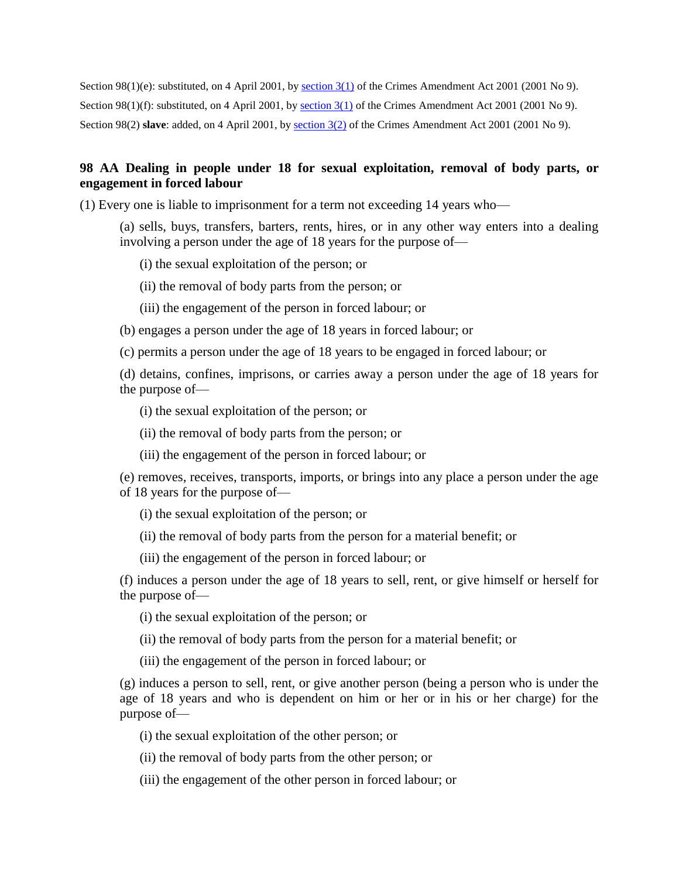Section 98(1)(e): substituted, on 4 April 2001, by section 3(1) of the Crimes Amendment Act 2001 (2001 No 9).

Section 98(1)(f): substituted, on 4 April 2001, by section 3(1) of the Crimes Amendment Act 2001 (2001 No 9).

Section 98(2) **slave**: added, on 4 April 2001, by section 3(2) of the Crimes Amendment Act 2001 (2001 No 9).

### 98 AA Dealing in people under 18 for sexual exploitation, removal of body parts, or engagement in forced labour

(1) Every one is liable to imprisonment for a term not exceeding 14 years who—

(a) sells, buys, transfers, barters, rents, hires, or in any other way enters into a dealing involving a person under the age of 18 years for the purpose of—

(i) the sexual exploitation of the person; or

(ii) the removal of body parts from the person; or

(iii) the engagement of the person in forced labour; or

(b) engages a person under the age of 18 years in forced labour; or

(c) permits a person under the age of 18 years to be engaged in forced labour; or

(d) detains, confines, imprisons, or carries away a person under the age of 18 years for the purpose of—

(i) the sexual exploitation of the person; or

(ii) the removal of body parts from the person; or

(iii) the engagement of the person in forced labour; or

(e) removes, receives, transports, imports, or brings into any place a person under the age of 18 years for the purpose of—

(i) the sexual exploitation of the person; or

(ii) the removal of body parts from the person for a material benefit; or

(iii) the engagement of the person in forced labour; or

(f) induces a person under the age of 18 years to sell, rent, or give himself or herself for the purpose of—

(i) the sexual exploitation of the person; or

(ii) the removal of body parts from the person for a material benefit; or

(iii) the engagement of the person in forced labour; or

(g) induces a person to sell, rent, or give another person (being a person who is under the age of 18 years and who is dependent on him or her or in his or her charge) for the purpose of—

(i) the sexual exploitation of the other person; or

(ii) the removal of body parts from the other person; or

(iii) the engagement of the other person in forced labour; or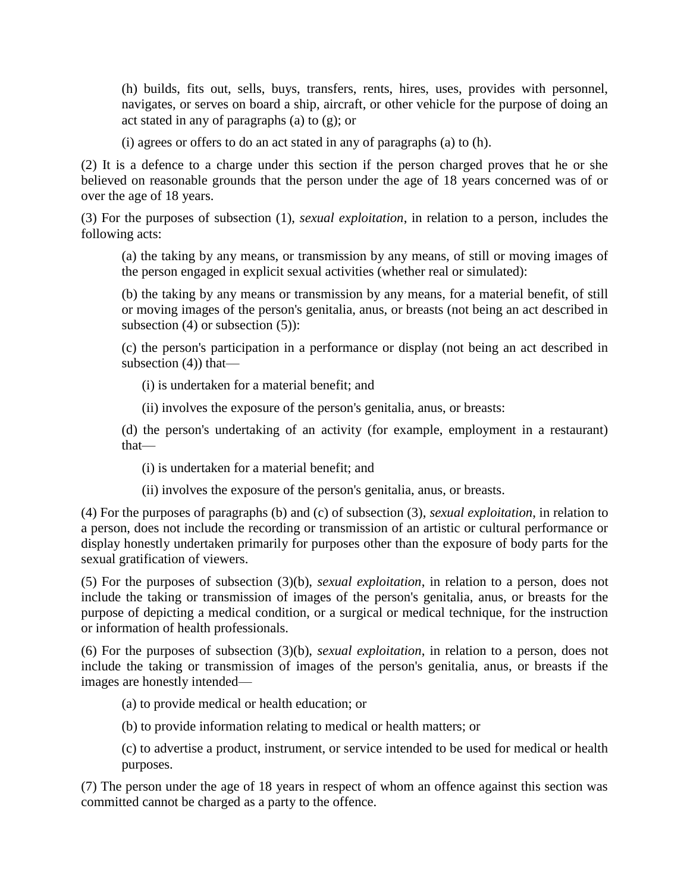(h) builds, fits out, sells, buys, transfers, rents, hires, uses, provides with personnel, navigates, or serves on board a ship, aircraft, or other vehicle for the purpose of doing an act stated in any of paragraphs (a) to (g); or

(i) agrees or offers to do an act stated in any of paragraphs (a) to (h).

(2) It is a defence to a charge under this section if the person charged proves that he or she believed on reasonable grounds that the person under the age of 18 years concerned was of or over the age of 18 years.

(3) For the purposes of subsection (1), *sexual exploitation*, in relation to a person, includes the following acts:

(a) the taking by any means, or transmission by any means, of still or moving images of the person engaged in explicit sexual activities (whether real or simulated):

(b) the taking by any means or transmission by any means, for a material benefit, of still or moving images of the person's genitalia, anus, or breasts (not being an act described in subsection (4) or subsection (5)):

(c) the person's participation in a performance or display (not being an act described in subsection (4)) that—

(i) is undertaken for a material benefit; and

(ii) involves the exposure of the person's genitalia, anus, or breasts:

(d) the person's undertaking of an activity (for example, employment in a restaurant) that—

(i) is undertaken for a material benefit; and

(ii) involves the exposure of the person's genitalia, anus, or breasts.

(4) For the purposes of paragraphs (b) and (c) of subsection (3), *sexual exploitation*, in relation to a person, does not include the recording or transmission of an artistic or cultural performance or display honestly undertaken primarily for purposes other than the exposure of body parts for the sexual gratification of viewers.

(5) For the purposes of subsection (3)(b), *sexual exploitation*, in relation to a person, does not include the taking or transmission of images of the person's genitalia, anus, or breasts for the purpose of depicting a medical condition, or a surgical or medical technique, for the instruction or information of health professionals.

(6) For the purposes of subsection (3)(b), *sexual exploitation*, in relation to a person, does not include the taking or transmission of images of the person's genitalia, anus, or breasts if the images are honestly intended—

(a) to provide medical or health education; or

(b) to provide information relating to medical or health matters; or

(c) to advertise a product, instrument, or service intended to be used for medical or health purposes.

(7) The person under the age of 18 years in respect of whom an offence against this section was committed cannot be charged as a party to the offence.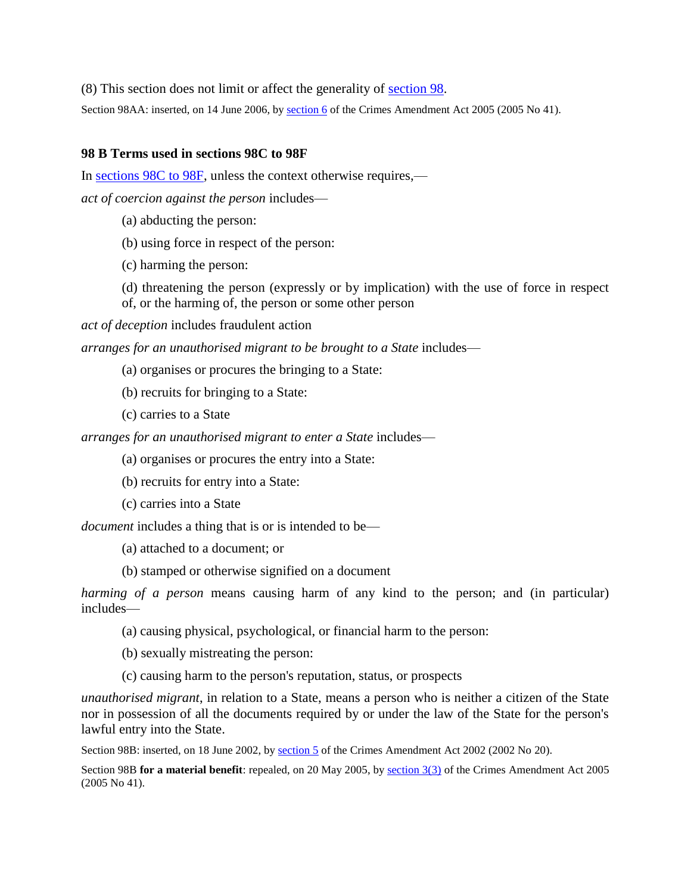(8) This section does not limit or affect the generality of section 98.

Section 98AA: inserted, on 14 June 2006, by section 6 of the Crimes Amendment Act 2005 (2005 No 41).

### 98 B Terms used in sections 98C to 98F

In sections 98C to 98F, unless the context otherwise requires,—

*act of coercion against the person* includes—

(a) abducting the person:

(b) using force in respect of the person:

(c) harming the person:

(d) threatening the person (expressly or by implication) with the use of force in respect of, or the harming of, the person or some other person

*act of deception* includes fraudulent action

*arranges for an unauthorised migrant to be brought to a State* includes—

(a) organises or procures the bringing to a State:

(b) recruits for bringing to a State:

(c) carries to a State

*arranges for an unauthorised migrant to enter a State* includes—

(a) organises or procures the entry into a State:

(b) recruits for entry into a State:

(c) carries into a State

*document* includes a thing that is or is intended to be—

(a) attached to a document; or

(b) stamped or otherwise signified on a document

*harming of a person* means causing harm of any kind to the person; and (in particular) includes—

(a) causing physical, psychological, or financial harm to the person:

(b) sexually mistreating the person:

(c) causing harm to the person's reputation, status, or prospects

*unauthorised migrant*, in relation to a State, means a person who is neither a citizen of the State nor in possession of all the documents required by or under the law of the State for the person's lawful entry into the State.

Section 98B: inserted, on 18 June 2002, by section 5 of the Crimes Amendment Act 2002 (2002 No 20).

Section 98B **for a material benefit**: repealed, on 20 May 2005, by section 3(3) of the Crimes Amendment Act 2005 (2005 No 41).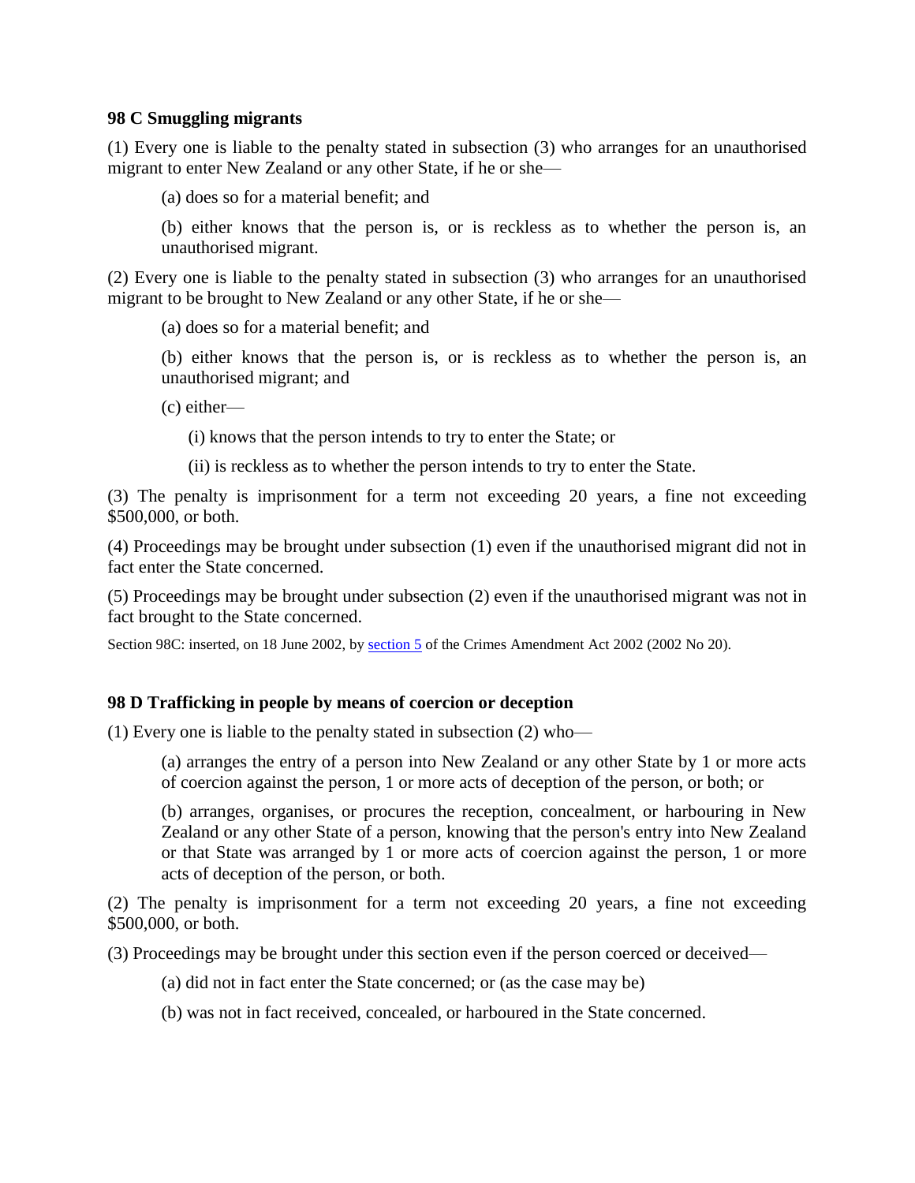**98 C Smuggling migrants**

(1) Every one is liable to the penalty stated in subsection (3) who arranges for an unauthorised migrant to enter New Zealand or any other State, if he or she—

(a) does so for a material benefit; and

(b) either knows that the person is, or is reckless as to whether the person is, an unauthorised migrant.

(2) Every one is liable to the penalty stated in subsection (3) who arranges for an unauthorised migrant to be brought to New Zealand or any other State, if he or she—

(a) does so for a material benefit; and

(b) either knows that the person is, or is reckless as to whether the person is, an unauthorised migrant; and

(c) either—

(i) knows that the person intends to try to enter the State; or

(ii) is reckless as to whether the person intends to try to enter the State.

(3) The penalty is imprisonment for a term not exceeding 20 years, a fine not exceeding $500,000, or both.

(4) Proceedings may be brought under subsection (1) even if the unauthorised migrant did not in fact enter the State concerned.

(5) Proceedings may be brought under subsection (2) even if the unauthorised migrant was not in fact brought to the State concerned.

Section 98C: inserted, on 18 June 2002, by section 5 of the Crimes Amendment Act 2002 (2002 No 20).

**98 D Trafficking in people by means of coercion or deception**

(1) Every one is liable to the penalty stated in subsection (2) who—

(a) arranges the entry of a person into New Zealand or any other State by 1 or more acts of coercion against the person, 1 or more acts of deception of the person, or both; or

(b) arranges, organises, or procures the reception, concealment, or harbouring in New Zealand or any other State of a person, knowing that the person's entry into New Zealand or that State was arranged by 1 or more acts of coercion against the person, 1 or more acts of deception of the person, or both.

(2) The penalty is imprisonment for a term not exceeding 20 years, a fine not exceeding $500,000, or both.

(3) Proceedings may be brought under this section even if the person coerced or deceived—

(a) did not in fact enter the State concerned; or (as the case may be)

(b) was not in fact received, concealed, or harboured in the State concerned.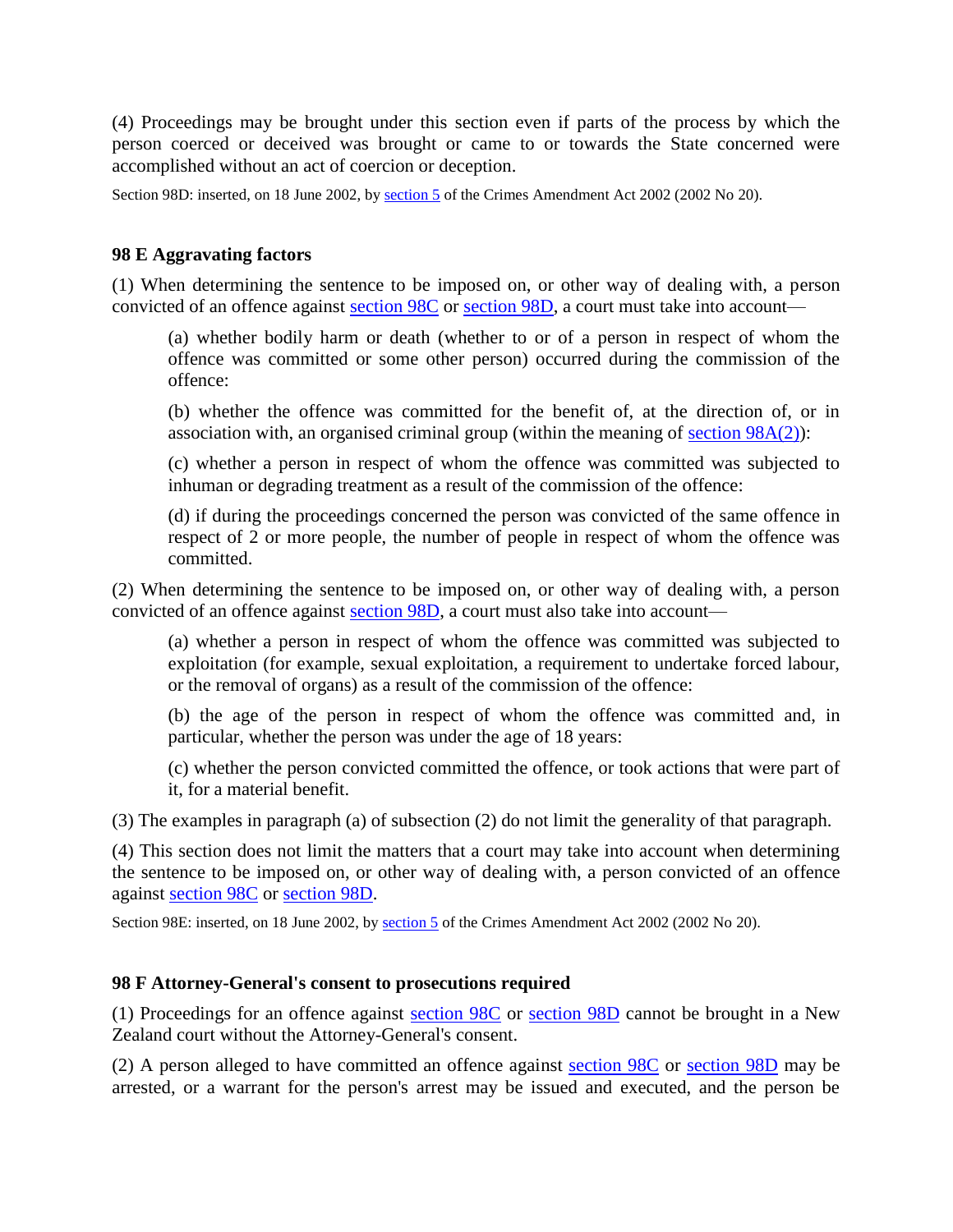(4) Proceedings may be brought under this section even if parts of the process by which the person coerced or deceived was brought or came to or towards the State concerned were accomplished without an act of coercion or deception.

Section 98D: inserted, on 18 June 2002, by section 5 of the Crimes Amendment Act 2002 (2002 No 20).

### 98 E Aggravating factors

(1) When determining the sentence to be imposed on, or other way of dealing with, a person convicted of an offence against section 98C or section 98D, a court must take into account—

(a) whether bodily harm or death (whether to or of a person in respect of whom the offence was committed or some other person) occurred during the commission of the offence:

(b) whether the offence was committed for the benefit of, at the direction of, or in association with, an organised criminal group (within the meaning of section 98A(2)):

(c) whether a person in respect of whom the offence was committed was subjected to inhuman or degrading treatment as a result of the commission of the offence:

(d) if during the proceedings concerned the person was convicted of the same offence in respect of 2 or more people, the number of people in respect of whom the offence was committed.

(2) When determining the sentence to be imposed on, or other way of dealing with, a person convicted of an offence against section 98D, a court must also take into account—

(a) whether a person in respect of whom the offence was committed was subjected to exploitation (for example, sexual exploitation, a requirement to undertake forced labour, or the removal of organs) as a result of the commission of the offence:

(b) the age of the person in respect of whom the offence was committed and, in particular, whether the person was under the age of 18 years:

(c) whether the person convicted committed the offence, or took actions that were part of it, for a material benefit.

(3) The examples in paragraph (a) of subsection (2) do not limit the generality of that paragraph.

(4) This section does not limit the matters that a court may take into account when determining the sentence to be imposed on, or other way of dealing with, a person convicted of an offence against section 98C or section 98D.

Section 98E: inserted, on 18 June 2002, by section 5 of the Crimes Amendment Act 2002 (2002 No 20).

### 98 F Attorney-General's consent to prosecutions required

(1) Proceedings for an offence against section 98C or section 98D cannot be brought in a New Zealand court without the Attorney-General's consent.

(2) A person alleged to have committed an offence against section 98C or section 98D may be arrested, or a warrant for the person's arrest may be issued and executed, and the person be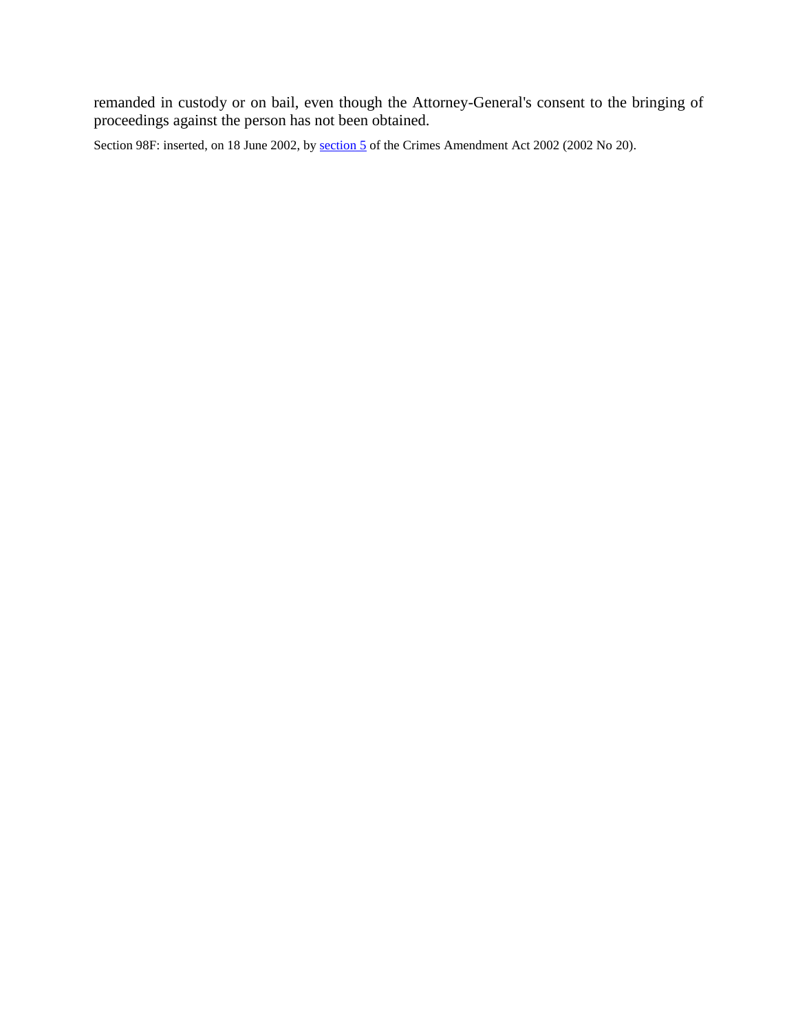remanded in custody or on bail, even though the Attorney-General's consent to the bringing of proceedings against the person has not been obtained.

Section 98F: inserted, on 18 June 2002, by section 5 of the Crimes Amendment Act 2002 (2002 No 20).